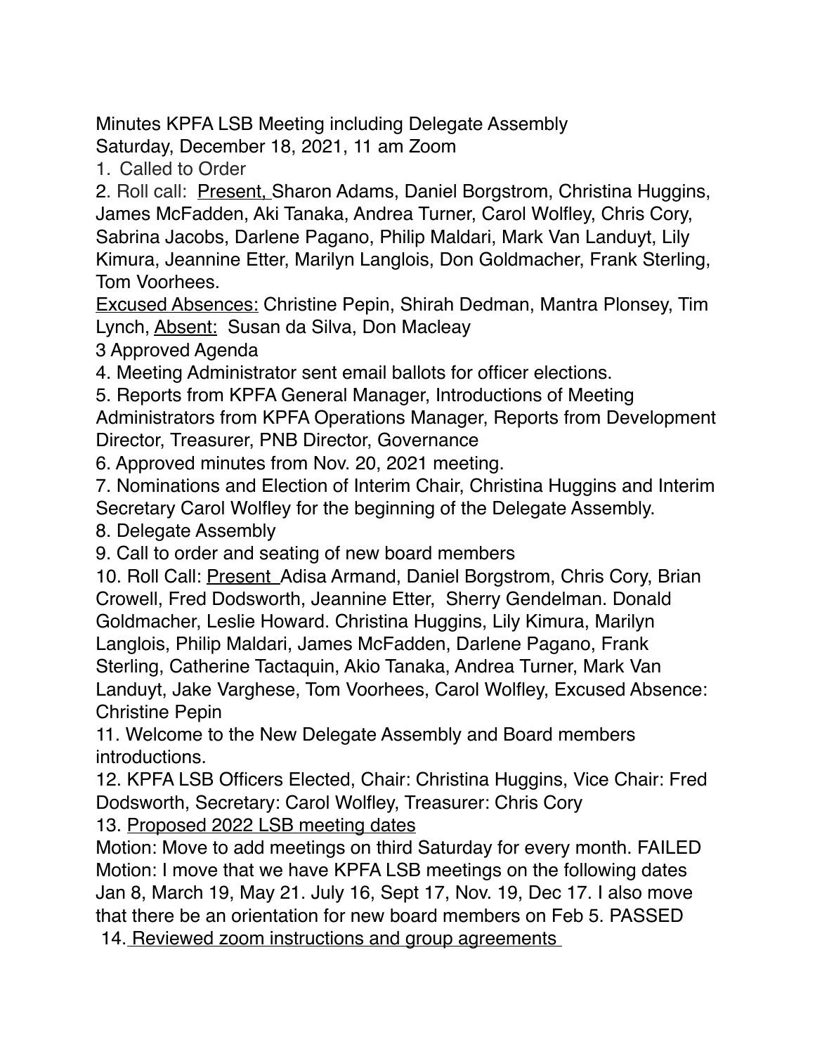Minutes KPFA LSB Meeting including Delegate Assembly
Saturday, December 18, 2021, 11 am Zoom

1. Called to Order
2. Roll call: Present, Sharon Adams, Daniel Borgstrom, Christina Huggins, James McFadden, Aki Tanaka, Andrea Turner, Carol Wolfley, Chris Cory, Sabrina Jacobs, Darlene Pagano, Philip Maldari, Mark Van Landuyt, Lily Kimura, Jeannine Etter, Marilyn Langlois, Don Goldmacher, Frank Sterling, Tom Voorhees.
Excused Absences: Christine Pepin, Shirah Dedman, Mantra Plonsey, Tim Lynch, Absent: Susan da Silva, Don Macleay
3 Approved Agenda
4. Meeting Administrator sent email ballots for officer elections.
5. Reports from KPFA General Manager, Introductions of Meeting Administrators from KPFA Operations Manager, Reports from Development Director, Treasurer, PNB Director, Governance
6. Approved minutes from Nov. 20, 2021 meeting.
7. Nominations and Election of Interim Chair, Christina Huggins and Interim Secretary Carol Wolfley for the beginning of the Delegate Assembly.
8. Delegate Assembly
9. Call to order and seating of new board members
10. Roll Call: Present Adisa Armand, Daniel Borgstrom, Chris Cory, Brian Crowell, Fred Dodsworth, Jeannine Etter, Sherry Gendelman. Donald Goldmacher, Leslie Howard. Christina Huggins, Lily Kimura, Marilyn Langlois, Philip Maldari, James McFadden, Darlene Pagano, Frank Sterling, Catherine Tactaquin, Akio Tanaka, Andrea Turner, Mark Van Landuyt, Jake Varghese, Tom Voorhees, Carol Wolfley, Excused Absence: Christine Pepin
11. Welcome to the New Delegate Assembly and Board members introductions.
12. KPFA LSB Officers Elected, Chair: Christina Huggins, Vice Chair: Fred Dodsworth, Secretary: Carol Wolfley, Treasurer: Chris Cory
13. Proposed 2022 LSB meeting dates
Motion: Move to add meetings on third Saturday for every month. FAILED
Motion: I move that we have KPFA LSB meetings on the following dates Jan 8, March 19, May 21. July 16, Sept 17, Nov. 19, Dec 17. I also move that there be an orientation for new board members on Feb 5. PASSED
14. Reviewed zoom instructions and group agreements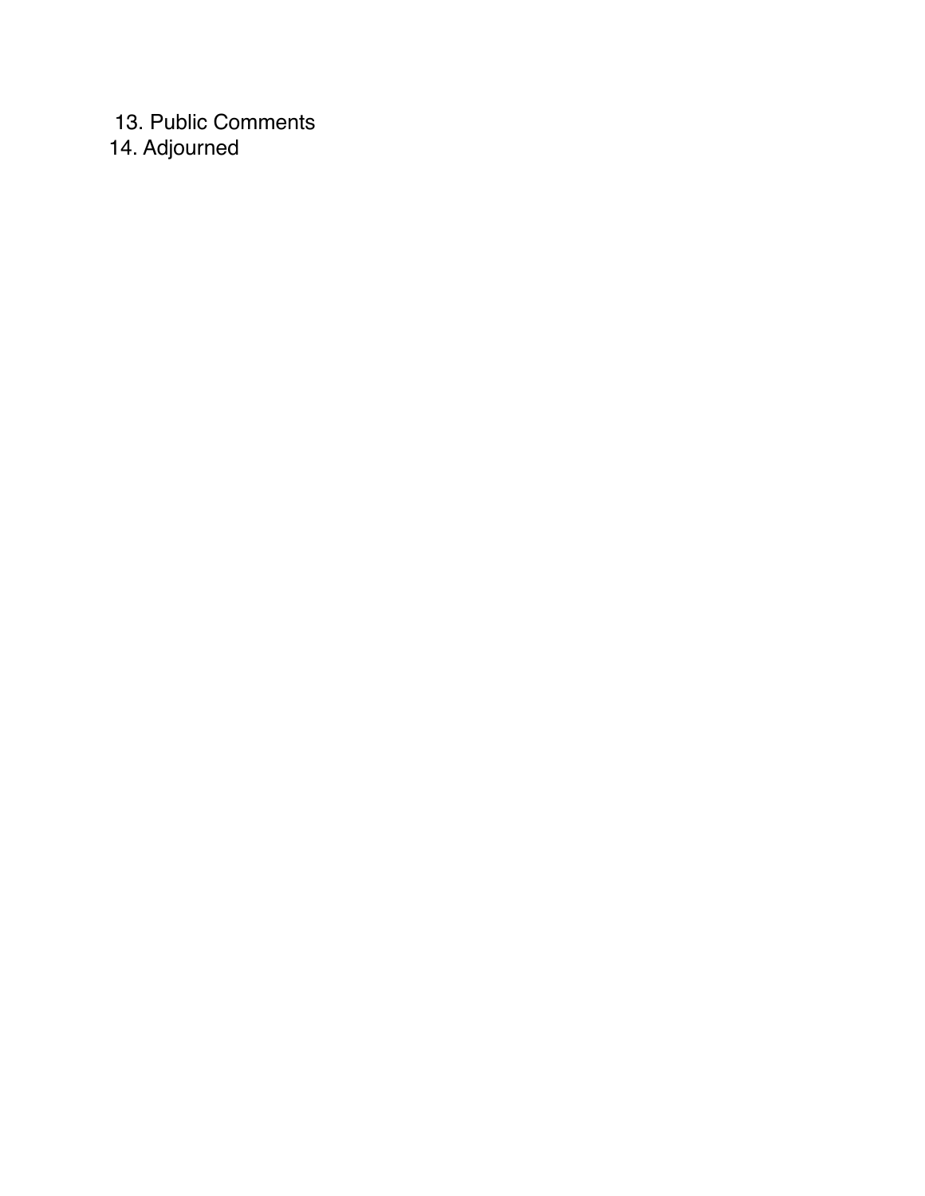13. Public Comments
14. Adjourned